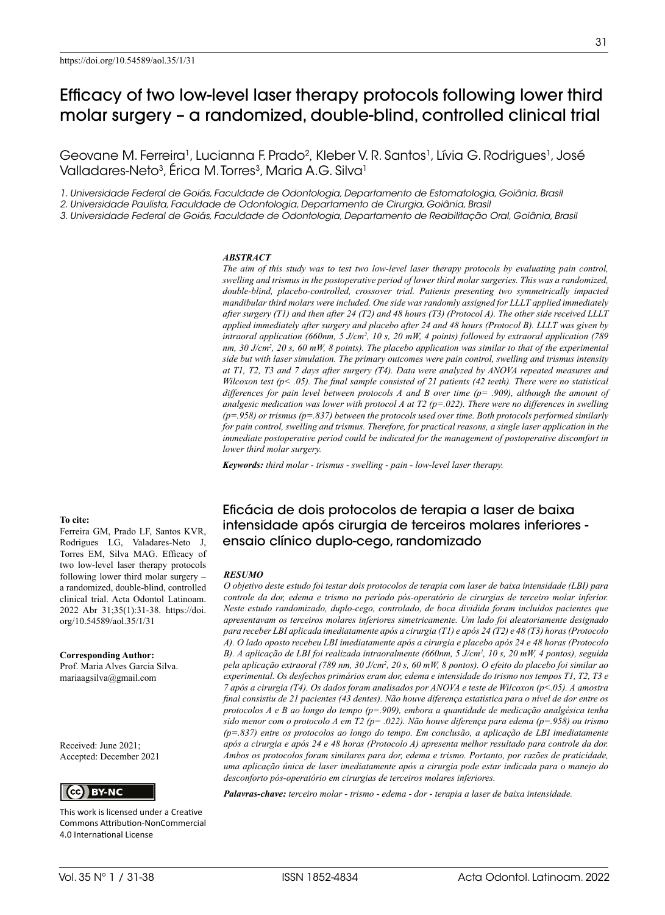https://doi.org/10.54589/aol.35/1/31

# Efficacy of two low-level laser therapy protocols following lower third molar surgery – a randomized, double-blind, controlled clinical trial

Geovane M. Ferreira[1], Lucianna F. Prado[2], Kleber V. R. Santos[1], Lívia G. Rodrigues[1], José Valladares-Neto[3], Érica M. Torres[3], Maria A.G. Silva[1]

*1. Universidade Federal de Goiás, Faculdade de Odontologia, Departamento de Estomatologia, Goiânia, Brasil*
*2. Universidade Paulista, Faculdade de Odontologia, Departamento de Cirurgia, Goiânia, Brasil*
*3. Universidade Federal de Goiás, Faculdade de Odontologia, Departamento de Reabilitação Oral, Goiânia, Brasil*

***ABSTRACT***

*The aim of this study was to test two low-level laser therapy protocols by evaluating pain control, swelling and trismus in the postoperative period of lower third molar surgeries. This was a randomized, double-blind, placebo-controlled, crossover trial. Patients presenting two symmetrically impacted mandibular third molars were included. One side was randomly assigned for LLLT applied immediately after surgery (T1) and then after 24 (T2) and 48 hours (T3) (Protocol A). The other side received LLLT applied immediately after surgery and placebo after 24 and 48 hours (Protocol B). LLLT was given by intraoral application (660nm, 5 J/cm², 10 s, 20 mW, 4 points) followed by extraoral application (789 nm, 30 J/cm², 20 s, 60 mW, 8 points). The placebo application was similar to that of the experimental side but with laser simulation. The primary outcomes were pain control, swelling and trismus intensity at T1, T2, T3 and 7 days after surgery (T4). Data were analyzed by ANOVA repeated measures and Wilcoxon test (p< .05). The final sample consisted of 21 patients (42 teeth). There were no statistical differences for pain level between protocols A and B over time (p= .909), although the amount of analgesic medication was lower with protocol A at T2 (p=.022). There were no differences in swelling (p=.958) or trismus (p=.837) between the protocols used over time. Both protocols performed similarly for pain control, swelling and trismus. Therefore, for practical reasons, a single laser application in the immediate postoperative period could be indicated for the management of postoperative discomfort in lower third molar surgery.*

***Keywords:** third molar - trismus - swelling - pain - low-level laser therapy.*

## Eficácia de dois protocolos de terapia a laser de baixa intensidade após cirurgia de terceiros molares inferiores - ensaio clínico duplo-cego, randomizado

***RESUMO***

*O objetivo deste estudo foi testar dois protocolos de terapia com laser de baixa intensidade (LBI) para controle da dor, edema e trismo no período pós-operatório de cirurgias de terceiro molar inferior. Neste estudo randomizado, duplo-cego, controlado, de boca dividida foram incluídos pacientes que apresentavam os terceiros molares inferiores simetricamente. Um lado foi aleatoriamente designado para receber LBI aplicada imediatamente após a cirurgia (T1) e após 24 (T2) e 48 (T3) horas (Protocolo A). O lado oposto recebeu LBI imediatamente após a cirurgia e placebo após 24 e 48 horas (Protocolo B). A aplicação de LBI foi realizada intraoralmente (660nm, 5 J/cm², 10 s, 20 mW, 4 pontos), seguida pela aplicação extraoral (789 nm, 30 J/cm², 20 s, 60 mW, 8 pontos). O efeito do placebo foi similar ao experimental. Os desfechos primários eram dor, edema e intensidade do trismo nos tempos T1, T2, T3 e 7 após a cirurgia (T4). Os dados foram analisados por ANOVA e teste de Wilcoxon (p<.05). A amostra final consistiu de 21 pacientes (43 dentes). Não houve diferença estatística para o nível de dor entre os protocolos A e B ao longo do tempo (p=.909), embora a quantidade de medicação analgésica tenha sido menor com o protocolo A em T2 (p= .022). Não houve diferença para edema (p=.958) ou trismo (p=.837) entre os protocolos ao longo do tempo. Em conclusão, a aplicação de LBI imediatamente após a cirurgia e após 24 e 48 horas (Protocolo A) apresenta melhor resultado para controle da dor. Ambos os protocolos foram similares para dor, edema e trismo. Portanto, por razões de praticidade, uma aplicação única de laser imediatamente após a cirurgia pode estar indicada para o manejo do desconforto pós-operatório em cirurgias de terceiros molares inferiores.*

***Palavras-chave:** terceiro molar - trismo - edema - dor - terapia a laser de baixa intensidade.*

**To cite:**
Ferreira GM, Prado LF, Santos KVR, Rodrigues LG, Valadares-Neto J, Torres EM, Silva MAG. Efficacy of two low-level laser therapy protocols following lower third molar surgery – a randomized, double-blind, controlled clinical trial. Acta Odontol Latinoam. 2022 Abr 31;35(1):31-38. https://doi.org/10.54589/aol.35/1/31

**Corresponding Author:**
Prof. Maria Alves Garcia Silva.
mariaagsilva@gmail.com

Received: June 2021;
Accepted: December 2021

BY-NC

This work is licensed under a Creative Commons Attribution-NonCommercial 4.0 International License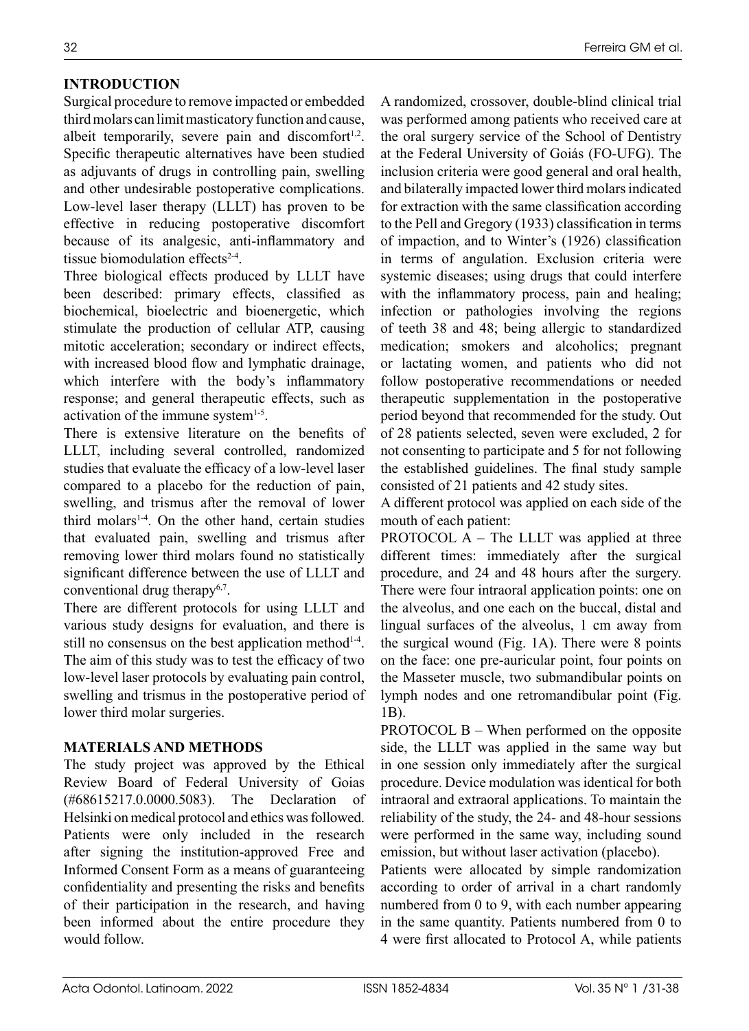## INTRODUCTION

Surgical procedure to remove impacted or embedded third molars can limit masticatory function and cause, albeit temporarily, severe pain and discomfort[1,2]. Specific therapeutic alternatives have been studied as adjuvants of drugs in controlling pain, swelling and other undesirable postoperative complications. Low-level laser therapy (LLLT) has proven to be effective in reducing postoperative discomfort because of its analgesic, anti-inflammatory and tissue biomodulation effects[2-4].

Three biological effects produced by LLLT have been described: primary effects, classified as biochemical, bioelectric and bioenergetic, which stimulate the production of cellular ATP, causing mitotic acceleration; secondary or indirect effects, with increased blood flow and lymphatic drainage, which interfere with the body's inflammatory response; and general therapeutic effects, such as activation of the immune system[1-5].

There is extensive literature on the benefits of LLLT, including several controlled, randomized studies that evaluate the efficacy of a low-level laser compared to a placebo for the reduction of pain, swelling, and trismus after the removal of lower third molars[1-4]. On the other hand, certain studies that evaluated pain, swelling and trismus after removing lower third molars found no statistically significant difference between the use of LLLT and conventional drug therapy[6,7].

There are different protocols for using LLLT and various study designs for evaluation, and there is still no consensus on the best application method[1-4]. The aim of this study was to test the efficacy of two low-level laser protocols by evaluating pain control, swelling and trismus in the postoperative period of lower third molar surgeries.

## MATERIALS AND METHODS

The study project was approved by the Ethical Review Board of Federal University of Goias (#68615217.0.0000.5083). The Declaration of Helsinki on medical protocol and ethics was followed. Patients were only included in the research after signing the institution-approved Free and Informed Consent Form as a means of guaranteeing confidentiality and presenting the risks and benefits of their participation in the research, and having been informed about the entire procedure they would follow.

A randomized, crossover, double-blind clinical trial was performed among patients who received care at the oral surgery service of the School of Dentistry at the Federal University of Goiás (FO-UFG). The inclusion criteria were good general and oral health, and bilaterally impacted lower third molars indicated for extraction with the same classification according to the Pell and Gregory (1933) classification in terms of impaction, and to Winter's (1926) classification in terms of angulation. Exclusion criteria were systemic diseases; using drugs that could interfere with the inflammatory process, pain and healing; infection or pathologies involving the regions of teeth 38 and 48; being allergic to standardized medication; smokers and alcoholics; pregnant or lactating women, and patients who did not follow postoperative recommendations or needed therapeutic supplementation in the postoperative period beyond that recommended for the study. Out of 28 patients selected, seven were excluded, 2 for not consenting to participate and 5 for not following the established guidelines. The final study sample consisted of 21 patients and 42 study sites.

A different protocol was applied on each side of the mouth of each patient:

PROTOCOL A – The LLLT was applied at three different times: immediately after the surgical procedure, and 24 and 48 hours after the surgery. There were four intraoral application points: one on the alveolus, and one each on the buccal, distal and lingual surfaces of the alveolus, 1 cm away from the surgical wound (Fig. 1A). There were 8 points on the face: one pre-auricular point, four points on the Masseter muscle, two submandibular points on lymph nodes and one retromandibular point (Fig. 1B).

PROTOCOL B – When performed on the opposite side, the LLLT was applied in the same way but in one session only immediately after the surgical procedure. Device modulation was identical for both intraoral and extraoral applications. To maintain the reliability of the study, the 24- and 48-hour sessions were performed in the same way, including sound emission, but without laser activation (placebo).

Patients were allocated by simple randomization according to order of arrival in a chart randomly numbered from 0 to 9, with each number appearing in the same quantity. Patients numbered from 0 to 4 were first allocated to Protocol A, while patients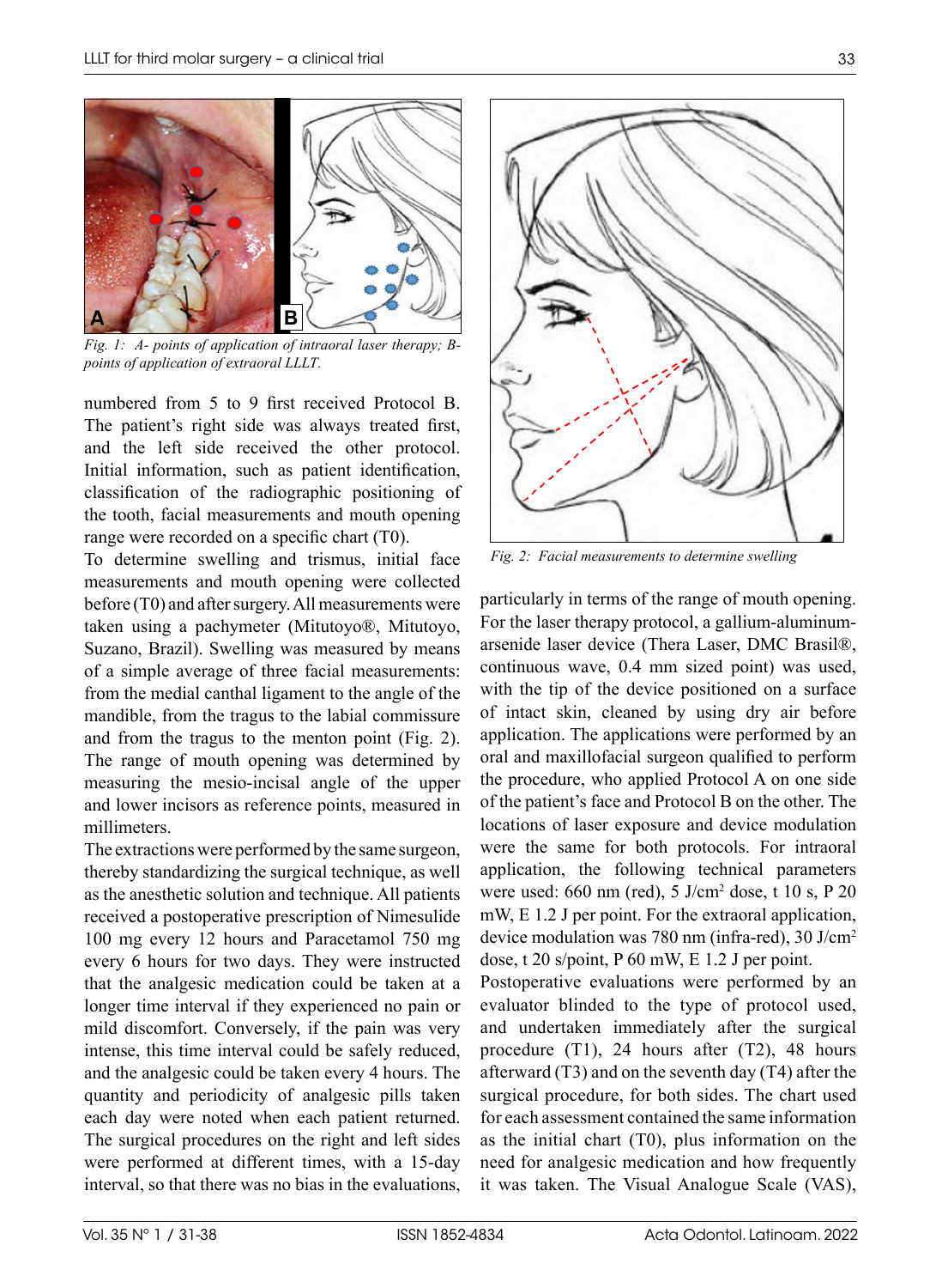Fig. 1: A- points of application of intraoral laser therapy; B- points of application of extraoral LLLT.

numbered from 5 to 9 first received Protocol B. The patient's right side was always treated first, and the left side received the other protocol. Initial information, such as patient identification, classification of the radiographic positioning of the tooth, facial measurements and mouth opening range were recorded on a specific chart (T0).

To determine swelling and trismus, initial face measurements and mouth opening were collected before (T0) and after surgery. All measurements were taken using a pachymeter (Mitutoyo®, Mitutoyo, Suzano, Brazil). Swelling was measured by means of a simple average of three facial measurements: from the medial canthal ligament to the angle of the mandible, from the tragus to the labial commissure and from the tragus to the menton point (Fig. 2). The range of mouth opening was determined by measuring the mesio-incisal angle of the upper and lower incisors as reference points, measured in millimeters.

The extractions were performed by the same surgeon, thereby standardizing the surgical technique, as well as the anesthetic solution and technique. All patients received a postoperative prescription of Nimesulide 100 mg every 12 hours and Paracetamol 750 mg every 6 hours for two days. They were instructed that the analgesic medication could be taken at a longer time interval if they experienced no pain or mild discomfort. Conversely, if the pain was very intense, this time interval could be safely reduced, and the analgesic could be taken every 4 hours. The quantity and periodicity of analgesic pills taken each day were noted when each patient returned. The surgical procedures on the right and left sides were performed at different times, with a 15-day interval, so that there was no bias in the evaluations,

Fig. 2: Facial measurements to determine swelling

particularly in terms of the range of mouth opening. For the laser therapy protocol, a gallium-aluminum-arsenide laser device (Thera Laser, DMC Brasil®, continuous wave, 0.4 mm sized point) was used, with the tip of the device positioned on a surface of intact skin, cleaned by using dry air before application. The applications were performed by an oral and maxillofacial surgeon qualified to perform the procedure, who applied Protocol A on one side of the patient's face and Protocol B on the other. The locations of laser exposure and device modulation were the same for both protocols. For intraoral application, the following technical parameters were used: 660 nm (red), 5 J/cm$^2$ dose, t 10 s, P 20 mW, E 1.2 J per point. For the extraoral application, device modulation was 780 nm (infra-red), 30 J/cm$^2$ dose, t 20 s/point, P 60 mW, E 1.2 J per point.

Postoperative evaluations were performed by an evaluator blinded to the type of protocol used, and undertaken immediately after the surgical procedure (T1), 24 hours after (T2), 48 hours afterward (T3) and on the seventh day (T4) after the surgical procedure, for both sides. The chart used for each assessment contained the same information as the initial chart (T0), plus information on the need for analgesic medication and how frequently it was taken. The Visual Analogue Scale (VAS),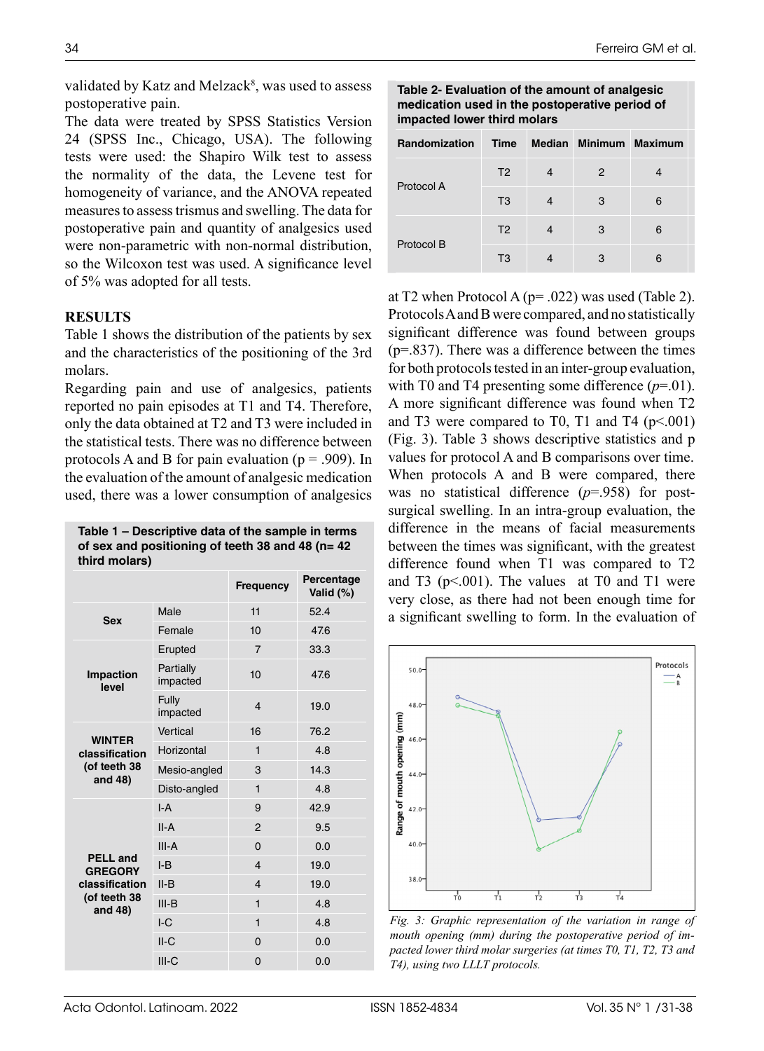validated by Katz and Melzack[8], was used to assess postoperative pain.

The data were treated by SPSS Statistics Version 24 (SPSS Inc., Chicago, USA). The following tests were used: the Shapiro Wilk test to assess the normality of the data, the Levene test for homogeneity of variance, and the ANOVA repeated measures to assess trismus and swelling. The data for postoperative pain and quantity of analgesics used were non-parametric with non-normal distribution, so the Wilcoxon test was used. A significance level of 5% was adopted for all tests.

## RESULTS

Table 1 shows the distribution of the patients by sex and the characteristics of the positioning of the 3rd molars.

Regarding pain and use of analgesics, patients reported no pain episodes at T1 and T4. Therefore, only the data obtained at T2 and T3 were included in the statistical tests. There was no difference between protocols A and B for pain evaluation (p = .909). In the evaluation of the amount of analgesic medication used, there was a lower consumption of analgesics at T2 when Protocol A (p= .022) was used (Table 2). Protocols A and B were compared, and no statistically significant difference was found between groups (p=.837). There was a difference between the times for both protocols tested in an inter-group evaluation, with T0 and T4 presenting some difference (*p*=.01). A more significant difference was found when T2 and T3 were compared to T0, T1 and T4 (p<.001) (Fig. 3). Table 3 shows descriptive statistics and p values for protocol A and B comparisons over time. When protocols A and B were compared, there was no statistical difference (*p*=.958) for post-surgical swelling. In an intra-group evaluation, the difference in the means of facial measurements between the times was significant, with the greatest difference found when T1 was compared to T2 and T3 (p<.001). The values at T0 and T1 were very close, as there had not been enough time for a significant swelling to form. In the evaluation of

**Table 1 – Descriptive data of the sample in terms of sex and positioning of teeth 38 and 48 (n= 42 third molars)**

| | | Frequency | Percentage Valid (%) |
|---|---|---|---|
| **Sex** | Male | 11 | 52.4 |
| | Female | 10 | 47.6 |
| **Impaction level** | Erupted | 7 | 33.3 |
| | Partially impacted | 10 | 47.6 |
| | Fully impacted | 4 | 19.0 |
| **WINTER classification (of teeth 38 and 48)** | Vertical | 16 | 76.2 |
| | Horizontal | 1 | 4.8 |
| | Mesio-angled | 3 | 14.3 |
| | Disto-angled | 1 | 4.8 |
| **PELL and GREGORY classification (of teeth 38 and 48)** | I-A | 9 | 42.9 |
| | II-A | 2 | 9.5 |
| | III-A | 0 | 0.0 |
| | I-B | 4 | 19.0 |
| | II-B | 4 | 19.0 |
| | III-B | 1 | 4.8 |
| | I-C | 1 | 4.8 |
| | II-C | 0 | 0.0 |
| | III-C | 0 | 0.0 |

**Table 2- Evaluation of the amount of analgesic medication used in the postoperative period of impacted lower third molars**

| Randomization | Time | Median | Minimum | Maximum |
|---|---|---|---|---|
| Protocol A | T2 | 4 | 2 | 4 |
| | T3 | 4 | 3 | 6 |
| Protocol B | T2 | 4 | 3 | 6 |
| | T3 | 4 | 3 | 6 |

*Fig. 3: Graphic representation of the variation in range of mouth opening (mm) during the postoperative period of impacted lower third molar surgeries (at times T0, T1, T2, T3 and T4), using two LLLT protocols.*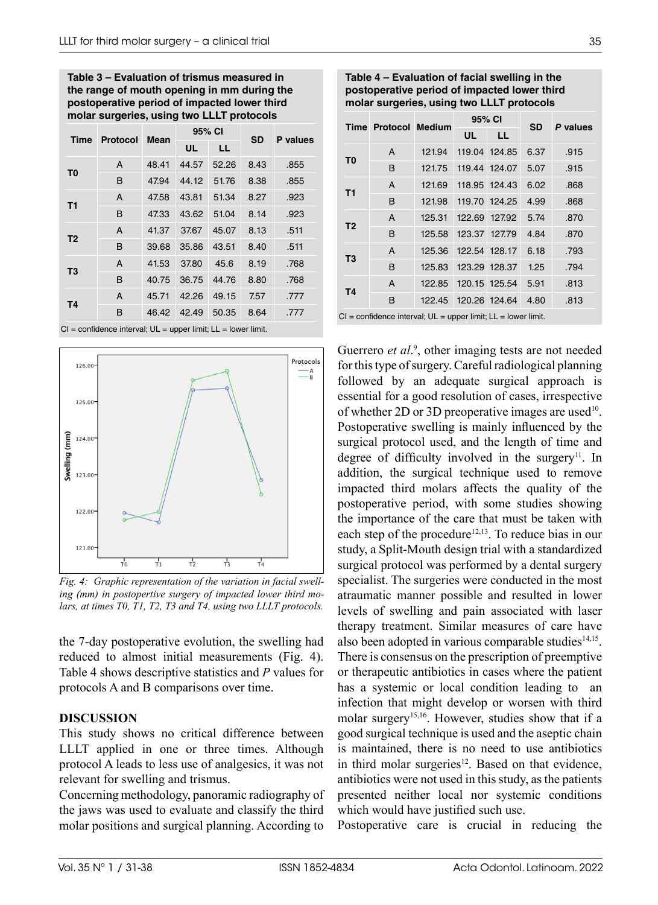**Table 3 – Evaluation of trismus measured in the range of mouth opening in mm during the postoperative period of impacted lower third molar surgeries, using two LLLT protocols**

| Time | Protocol | Mean | 95% CI | | SD | P values |
|---|---|---|---|---|---|---|
| | | | UL | LL | | |
| T0 | A | 48.41 | 44.57 | 52.26 | 8.43 | .855 |
| | B | 47.94 | 44.12 | 51.76 | 8.38 | .855 |
| T1 | A | 47.58 | 43.81 | 51.34 | 8.27 | .923 |
| | B | 47.33 | 43.62 | 51.04 | 8.14 | .923 |
| T2 | A | 41.37 | 37.67 | 45.07 | 8.13 | .511 |
| | B | 39.68 | 35.86 | 43.51 | 8.40 | .511 |
| T3 | A | 41.53 | 37.80 | 45.6 | 8.19 | .768 |
| | B | 40.75 | 36.75 | 44.76 | 8.80 | .768 |
| T4 | A | 45.71 | 42.26 | 49.15 | 7.57 | .777 |
| | B | 46.42 | 42.49 | 50.35 | 8.64 | .777 |

CI = confidence interval; UL = upper limit; LL = lower limit.

*Fig. 4: Graphic representation of the variation in facial swelling (mm) in postopertive surgery of impacted lower third molars, at times T0, T1, T2, T3 and T4, using two LLLT protocols.*

the 7-day postoperative evolution, the swelling had reduced to almost initial measurements (Fig. 4). Table 4 shows descriptive statistics and *P* values for protocols A and B comparisons over time.

**Table 4 – Evaluation of facial swelling in the postoperative period of impacted lower third molar surgeries, using two LLLT protocols**

| Time | Protocol | Medium | 95% CI | | SD | P values |
|---|---|---|---|---|---|---|
| | | | UL | LL | | |
| T0 | A | 121.94 | 119.04 | 124.85 | 6.37 | .915 |
| | B | 121.75 | 119.44 | 124.07 | 5.07 | .915 |
| T1 | A | 121.69 | 118.95 | 124.43 | 6.02 | .868 |
| | B | 121.98 | 119.70 | 124.25 | 4.99 | .868 |
| T2 | A | 125.31 | 122.69 | 127.92 | 5.74 | .870 |
| | B | 125.58 | 123.37 | 127.79 | 4.84 | .870 |
| T3 | A | 125.36 | 122.54 | 128.17 | 6.18 | .793 |
| | B | 125.83 | 123.29 | 128.37 | 1.25 | .794 |
| T4 | A | 122.85 | 120.15 | 125.54 | 5.91 | .813 |
| | B | 122.45 | 120.26 | 124.64 | 4.80 | .813 |

CI = confidence interval; UL = upper limit; LL = lower limit.

## DISCUSSION

This study shows no critical difference between LLLT applied in one or three times. Although protocol A leads to less use of analgesics, it was not relevant for swelling and trismus.

Concerning methodology, panoramic radiography of the jaws was used to evaluate and classify the third molar positions and surgical planning. According to Guerrero *et al.*[9], other imaging tests are not needed for this type of surgery. Careful radiological planning followed by an adequate surgical approach is essential for a good resolution of cases, irrespective of whether 2D or 3D preoperative images are used[10]. Postoperative swelling is mainly influenced by the surgical protocol used, and the length of time and degree of difficulty involved in the surgery[11]. In addition, the surgical technique used to remove impacted third molars affects the quality of the postoperative period, with some studies showing the importance of the care that must be taken with each step of the procedure[12,13]. To reduce bias in our study, a Split-Mouth design trial with a standardized surgical protocol was performed by a dental surgery specialist. The surgeries were conducted in the most atraumatic manner possible and resulted in lower levels of swelling and pain associated with laser therapy treatment. Similar measures of care have also been adopted in various comparable studies[14,15]. There is consensus on the prescription of preemptive or therapeutic antibiotics in cases where the patient has a systemic or local condition leading to an infection that might develop or worsen with third molar surgery[15,16]. However, studies show that if a good surgical technique is used and the aseptic chain is maintained, there is no need to use antibiotics in third molar surgeries[12]. Based on that evidence, antibiotics were not used in this study, as the patients presented neither local nor systemic conditions which would have justified such use.

Postoperative care is crucial in reducing the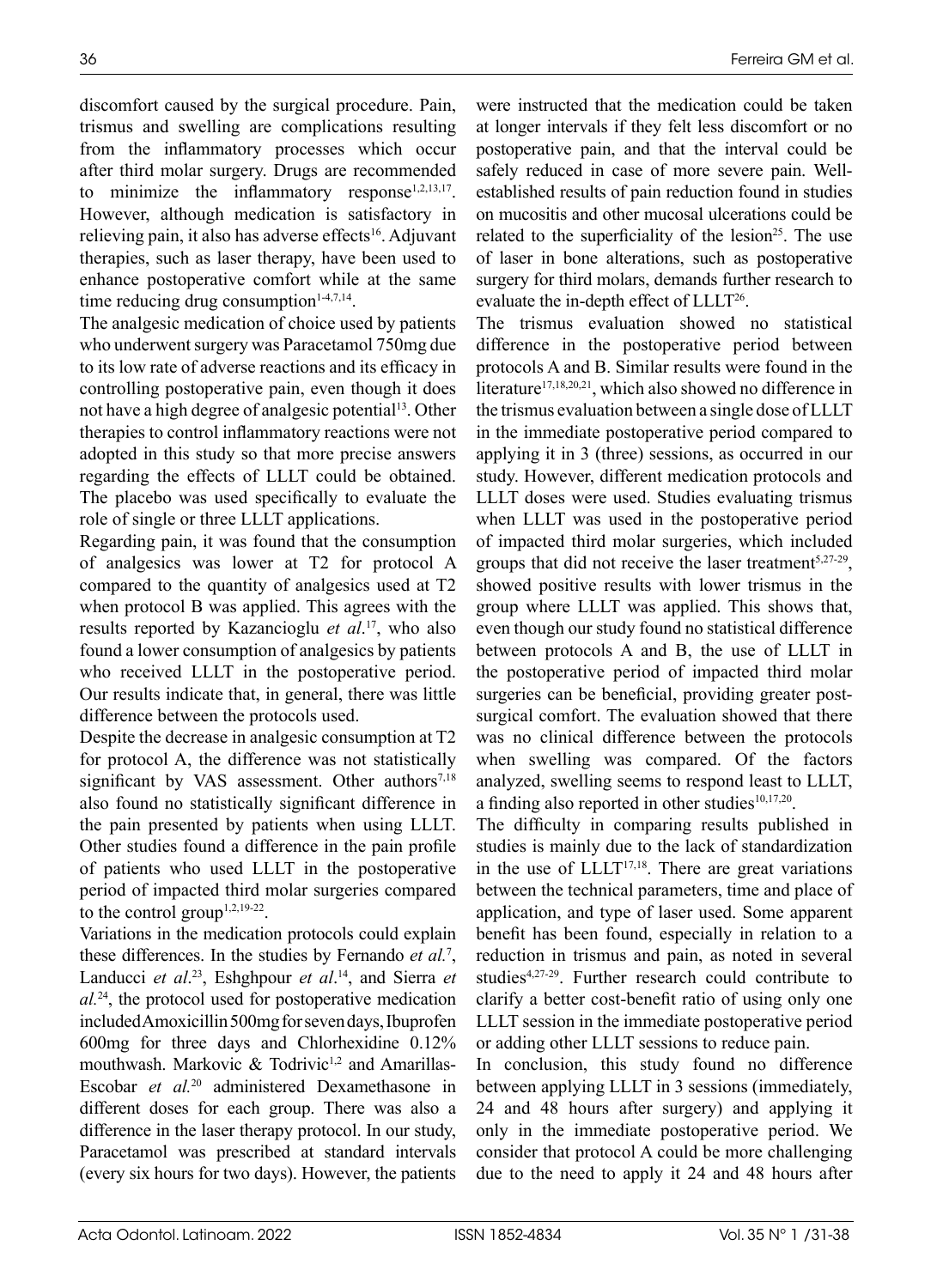discomfort caused by the surgical procedure. Pain, trismus and swelling are complications resulting from the inflammatory processes which occur after third molar surgery. Drugs are recommended to minimize the inflammatory response[1,2,13,17]. However, although medication is satisfactory in relieving pain, it also has adverse effects[16]. Adjuvant therapies, such as laser therapy, have been used to enhance postoperative comfort while at the same time reducing drug consumption[1-4,7,14].

The analgesic medication of choice used by patients who underwent surgery was Paracetamol 750mg due to its low rate of adverse reactions and its efficacy in controlling postoperative pain, even though it does not have a high degree of analgesic potential[13]. Other therapies to control inflammatory reactions were not adopted in this study so that more precise answers regarding the effects of LLLT could be obtained. The placebo was used specifically to evaluate the role of single or three LLLT applications.

Regarding pain, it was found that the consumption of analgesics was lower at T2 for protocol A compared to the quantity of analgesics used at T2 when protocol B was applied. This agrees with the results reported by Kazancioglu *et al*.[17], who also found a lower consumption of analgesics by patients who received LLLT in the postoperative period. Our results indicate that, in general, there was little difference between the protocols used.

Despite the decrease in analgesic consumption at T2 for protocol A, the difference was not statistically significant by VAS assessment. Other authors[7,18] also found no statistically significant difference in the pain presented by patients when using LLLT. Other studies found a difference in the pain profile of patients who used LLLT in the postoperative period of impacted third molar surgeries compared to the control group[1,2,19-22].

Variations in the medication protocols could explain these differences. In the studies by Fernando *et al.*[7], Landucci *et al*.[23], Eshghpour *et al*.[14], and Sierra *et al.*[24], the protocol used for postoperative medication included Amoxicillin 500mg for seven days, Ibuprofen 600mg for three days and Chlorhexidine 0.12% mouthwash. Markovic & Todrivic[1,2] and Amarillas-Escobar *et al.*[20] administered Dexamethasone in different doses for each group. There was also a difference in the laser therapy protocol. In our study, Paracetamol was prescribed at standard intervals (every six hours for two days). However, the patients were instructed that the medication could be taken at longer intervals if they felt less discomfort or no postoperative pain, and that the interval could be safely reduced in case of more severe pain. Well-established results of pain reduction found in studies on mucositis and other mucosal ulcerations could be related to the superficiality of the lesion[25]. The use of laser in bone alterations, such as postoperative surgery for third molars, demands further research to evaluate the in-depth effect of LLLT[26].

The trismus evaluation showed no statistical difference in the postoperative period between protocols A and B. Similar results were found in the literature[17,18,20,21], which also showed no difference in the trismus evaluation between a single dose of LLLT in the immediate postoperative period compared to applying it in 3 (three) sessions, as occurred in our study. However, different medication protocols and LLLT doses were used. Studies evaluating trismus when LLLT was used in the postoperative period of impacted third molar surgeries, which included groups that did not receive the laser treatment[5,27-29], showed positive results with lower trismus in the group where LLLT was applied. This shows that, even though our study found no statistical difference between protocols A and B, the use of LLLT in the postoperative period of impacted third molar surgeries can be beneficial, providing greater post-surgical comfort. The evaluation showed that there was no clinical difference between the protocols when swelling was compared. Of the factors analyzed, swelling seems to respond least to LLLT, a finding also reported in other studies[10,17,20].

The difficulty in comparing results published in studies is mainly due to the lack of standardization in the use of LLLT[17,18]. There are great variations between the technical parameters, time and place of application, and type of laser used. Some apparent benefit has been found, especially in relation to a reduction in trismus and pain, as noted in several studies[4,27-29]. Further research could contribute to clarify a better cost-benefit ratio of using only one LLLT session in the immediate postoperative period or adding other LLLT sessions to reduce pain.

In conclusion, this study found no difference between applying LLLT in 3 sessions (immediately, 24 and 48 hours after surgery) and applying it only in the immediate postoperative period. We consider that protocol A could be more challenging due to the need to apply it 24 and 48 hours after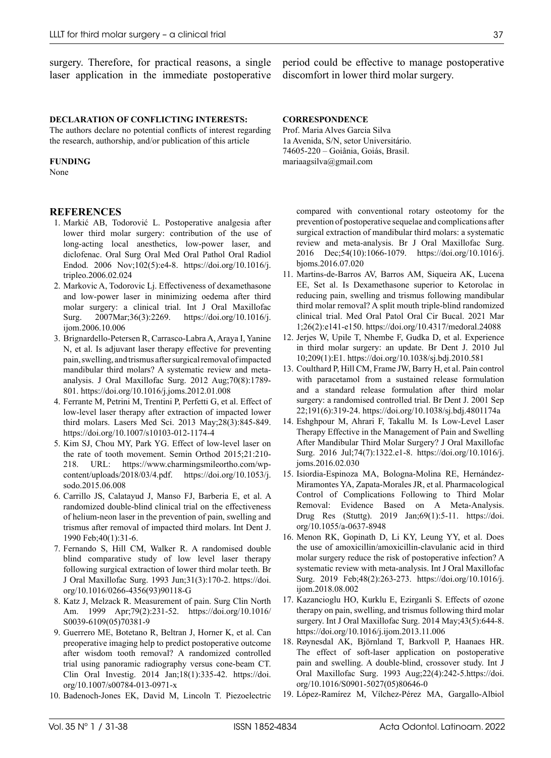surgery. Therefore, for practical reasons, a single laser application in the immediate postoperative period could be effective to manage postoperative discomfort in lower third molar surgery.

**DECLARATION OF CONFLICTING INTERESTS:**

The authors declare no potential conflicts of interest regarding the research, authorship, and/or publication of this article

**FUNDING**

None

**CORRESPONDENCE**

Prof. Maria Alves Garcia Silva
1a Avenida, S/N, setor Universitário.
74605-220 – Goiânia, Goiás, Brasil.
mariaagsilva@gmail.com

## REFERENCES

1. Markić AB, Todorović L. Postoperative analgesia after lower third molar surgery: contribution of the use of long-acting local anesthetics, low-power laser, and diclofenac. Oral Surg Oral Med Oral Pathol Oral Radiol Endod. 2006 Nov;102(5):e4-8. https://doi.org/10.1016/j.tripleo.2006.02.024
2. Markovic A, Todorovic Lj. Effectiveness of dexamethasone and low-power laser in minimizing oedema after third molar surgery: a clinical trial. Int J Oral Maxillofac Surg. 2007Mar;36(3):2269. https://doi.org/10.1016/j.ijom.2006.10.006
3. Brignardello-Petersen R, Carrasco-Labra A, Araya I, Yanine N, et al. Is adjuvant laser therapy effective for preventing pain, swelling, and trismus after surgical removal of impacted mandibular third molars? A systematic review and meta-analysis. J Oral Maxillofac Surg. 2012 Aug;70(8):1789-801. https://doi.org/10.1016/j.joms.2012.01.008
4. Ferrante M, Petrini M, Trentini P, Perfetti G, et al. Effect of low-level laser therapy after extraction of impacted lower third molars. Lasers Med Sci. 2013 May;28(3):845-849. https://doi.org/10.1007/s10103-012-1174-4
5. Kim SJ, Chou MY, Park YG. Effect of low-level laser on the rate of tooth movement. Semin Orthod 2015;21:210-218. URL: https://www.charmingsmileortho.com/wp-content/uploads/2018/03/4.pdf. https://doi.org/10.1053/j.sodo.2015.06.008
6. Carrillo JS, Calatayud J, Manso FJ, Barberia E, et al. A randomized double-blind clinical trial on the effectiveness of helium-neon laser in the prevention of pain, swelling and trismus after removal of impacted third molars. Int Dent J. 1990 Feb;40(1):31-6.
7. Fernando S, Hill CM, Walker R. A randomised double blind comparative study of low level laser therapy following surgical extraction of lower third molar teeth. Br J Oral Maxillofac Surg. 1993 Jun;31(3):170-2. https://doi.org/10.1016/0266-4356(93)90118-G
8. Katz J, Melzack R. Measurement of pain. Surg Clin North Am. 1999 Apr;79(2):231-52. https://doi.org/10.1016/S0039-6109(05)70381-9
9. Guerrero ME, Botetano R, Beltran J, Horner K, et al. Can preoperative imaging help to predict postoperative outcome after wisdom tooth removal? A randomized controlled trial using panoramic radiography versus cone-beam CT. Clin Oral Investig. 2014 Jan;18(1):335-42. https://doi.org/10.1007/s00784-013-0971-x
10. Badenoch-Jones EK, David M, Lincoln T. Piezoelectric compared with conventional rotary osteotomy for the prevention of postoperative sequelae and complications after surgical extraction of mandibular third molars: a systematic review and meta-analysis. Br J Oral Maxillofac Surg. 2016 Dec;54(10):1066-1079. https://doi.org/10.1016/j.bjoms.2016.07.020
11. Martins-de-Barros AV, Barros AM, Siqueira AK, Lucena EE, Set al. Is Dexamethasone superior to Ketorolac in reducing pain, swelling and trismus following mandibular third molar removal? A split mouth triple-blind randomized clinical trial. Med Oral Patol Oral Cir Bucal. 2021 Mar 1;26(2):e141-e150. https://doi.org/10.4317/medoral.24088
12. Jerjes W, Upile T, Nhembe F, Gudka D, et al. Experience in third molar surgery: an update. Br Dent J. 2010 Jul 10;209(1):E1. https://doi.org/10.1038/sj.bdj.2010.581
13. Coulthard P, Hill CM, Frame JW, Barry H, et al. Pain control with paracetamol from a sustained release formulation and a standard release formulation after third molar surgery: a randomised controlled trial. Br Dent J. 2001 Sep 22;191(6):319-24. https://doi.org/10.1038/sj.bdj.4801174a
14. Eshghpour M, Ahrari F, Takallu M. Is Low-Level Laser Therapy Effective in the Management of Pain and Swelling After Mandibular Third Molar Surgery? J Oral Maxillofac Surg. 2016 Jul;74(7):1322.e1-8. https://doi.org/10.1016/j.joms.2016.02.030
15. Isiordia-Espinoza MA, Bologna-Molina RE, Hernández-Miramontes YA, Zapata-Morales JR, et al. Pharmacological Control of Complications Following to Third Molar Removal: Evidence Based on A Meta-Analysis. Drug Res (Stuttg). 2019 Jan;69(1):5-11. https://doi.org/10.1055/a-0637-8948
16. Menon RK, Gopinath D, Li KY, Leung YY, et al. Does the use of amoxicillin/amoxicillin-clavulanic acid in third molar surgery reduce the risk of postoperative infection? A systematic review with meta-analysis. Int J Oral Maxillofac Surg. 2019 Feb;48(2):263-273. https://doi.org/10.1016/j.ijom.2018.08.002
17. Kazancioglu HO, Kurklu E, Ezirganli S. Effects of ozone therapy on pain, swelling, and trismus following third molar surgery. Int J Oral Maxillofac Surg. 2014 May;43(5):644-8. https://doi.org/10.1016/j.ijom.2013.11.006
18. Røynesdal AK, Björnland T, Barkvoll P, Haanaes HR. The effect of soft-laser application on postoperative pain and swelling. A double-blind, crossover study. Int J Oral Maxillofac Surg. 1993 Aug;22(4):242-5.https://doi.org/10.1016/S0901-5027(05)80646-0
19. López-Ramírez M, Vílchez-Pérez MA, Gargallo-Albiol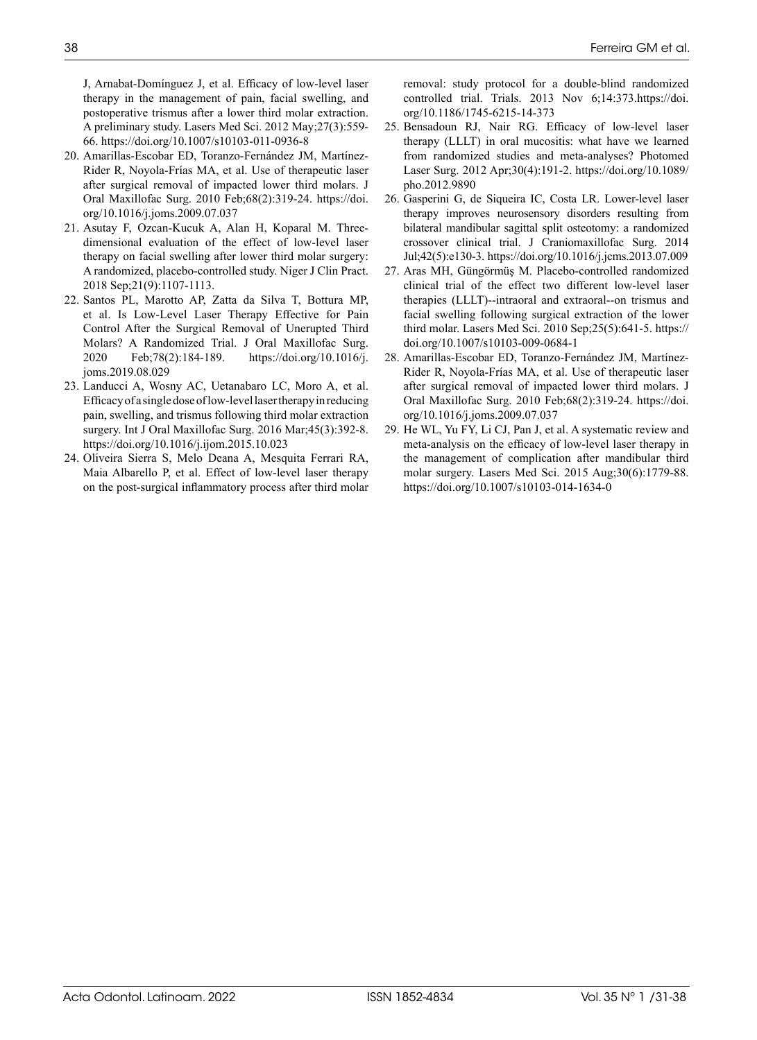J, Arnabat-Domínguez J, et al. Efficacy of low-level laser therapy in the management of pain, facial swelling, and postoperative trismus after a lower third molar extraction. A preliminary study. Lasers Med Sci. 2012 May;27(3):559-66. https://doi.org/10.1007/s10103-011-0936-8

20. Amarillas-Escobar ED, Toranzo-Fernández JM, Martínez-Rider R, Noyola-Frías MA, et al. Use of therapeutic laser after surgical removal of impacted lower third molars. J Oral Maxillofac Surg. 2010 Feb;68(2):319-24. https://doi.org/10.1016/j.joms.2009.07.037
21. Asutay F, Ozcan-Kucuk A, Alan H, Koparal M. Three-dimensional evaluation of the effect of low-level laser therapy on facial swelling after lower third molar surgery: A randomized, placebo-controlled study. Niger J Clin Pract. 2018 Sep;21(9):1107-1113.
22. Santos PL, Marotto AP, Zatta da Silva T, Bottura MP, et al. Is Low-Level Laser Therapy Effective for Pain Control After the Surgical Removal of Unerupted Third Molars? A Randomized Trial. J Oral Maxillofac Surg. 2020 Feb;78(2):184-189. https://doi.org/10.1016/j.joms.2019.08.029
23. Landucci A, Wosny AC, Uetanabaro LC, Moro A, et al. Efficacy of a single dose of low-level laser therapy in reducing pain, swelling, and trismus following third molar extraction surgery. Int J Oral Maxillofac Surg. 2016 Mar;45(3):392-8. https://doi.org/10.1016/j.ijom.2015.10.023
24. Oliveira Sierra S, Melo Deana A, Mesquita Ferrari RA, Maia Albarello P, et al. Effect of low-level laser therapy on the post-surgical inflammatory process after third molar removal: study protocol for a double-blind randomized controlled trial. Trials. 2013 Nov 6;14:373.https://doi.org/10.1186/1745-6215-14-373
25. Bensadoun RJ, Nair RG. Efficacy of low-level laser therapy (LLLT) in oral mucositis: what have we learned from randomized studies and meta-analyses? Photomed Laser Surg. 2012 Apr;30(4):191-2. https://doi.org/10.1089/pho.2012.9890
26. Gasperini G, de Siqueira IC, Costa LR. Lower-level laser therapy improves neurosensory disorders resulting from bilateral mandibular sagittal split osteotomy: a randomized crossover clinical trial. J Craniomaxillofac Surg. 2014 Jul;42(5):e130-3. https://doi.org/10.1016/j.jcms.2013.07.009
27. Aras MH, Güngörmüş M. Placebo-controlled randomized clinical trial of the effect two different low-level laser therapies (LLLT)--intraoral and extraoral--on trismus and facial swelling following surgical extraction of the lower third molar. Lasers Med Sci. 2010 Sep;25(5):641-5. https://doi.org/10.1007/s10103-009-0684-1
28. Amarillas-Escobar ED, Toranzo-Fernández JM, Martínez-Rider R, Noyola-Frías MA, et al. Use of therapeutic laser after surgical removal of impacted lower third molars. J Oral Maxillofac Surg. 2010 Feb;68(2):319-24. https://doi.org/10.1016/j.joms.2009.07.037
29. He WL, Yu FY, Li CJ, Pan J, et al. A systematic review and meta-analysis on the efficacy of low-level laser therapy in the management of complication after mandibular third molar surgery. Lasers Med Sci. 2015 Aug;30(6):1779-88. https://doi.org/10.1007/s10103-014-1634-0